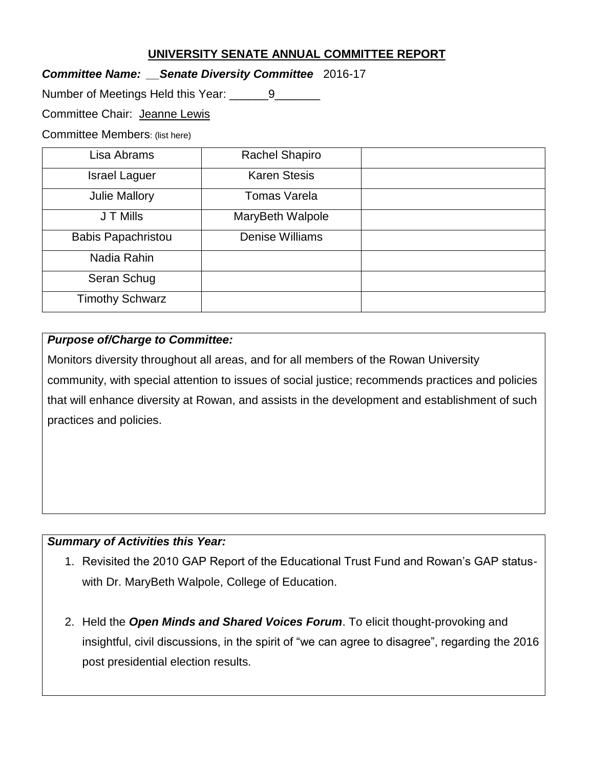# UNIVERSITY SENATE ANNUAL COMMITTEE REPORT

***Committee Name: __Senate Diversity Committee*** 2016-17

Number of Meetings Held this Year: ______9_______

Committee Chair: Jeanne Lewis

Committee Members: (list here)

| | | |
|---|---|---|
| Lisa Abrams | Rachel Shapiro | |
| Israel Laguer | Karen Stesis | |
| Julie Mallory | Tomas Varela | |
| J T Mills | MaryBeth Walpole | |
| Babis Papachristou | Denise Williams | |
| Nadia Rahin | | |
| Seran Schug | | |
| Timothy Schwarz | | |

***Purpose of/Charge to Committee:***

Monitors diversity throughout all areas, and for all members of the Rowan University community, with special attention to issues of social justice; recommends practices and policies that will enhance diversity at Rowan, and assists in the development and establishment of such practices and policies.

***Summary of Activities this Year:***

1. Revisited the 2010 GAP Report of the Educational Trust Fund and Rowan's GAP status- with Dr. MaryBeth Walpole, College of Education.

2. Held the ***Open Minds and Shared Voices Forum***. To elicit thought-provoking and insightful, civil discussions, in the spirit of "we can agree to disagree", regarding the 2016 post presidential election results.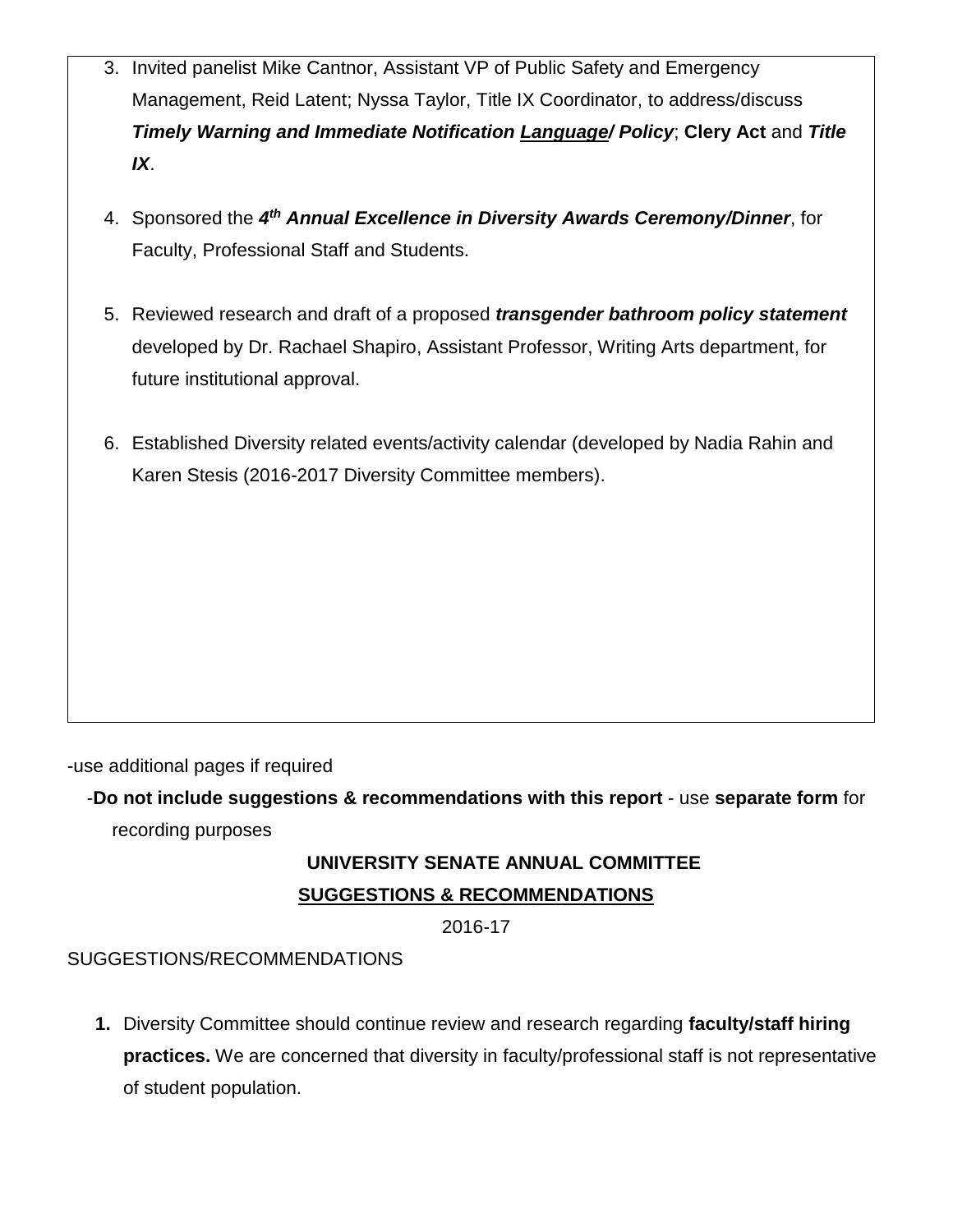3. Invited panelist Mike Cantnor, Assistant VP of Public Safety and Emergency Management, Reid Latent; Nyssa Taylor, Title IX Coordinator, to address/discuss ***Timely Warning and Immediate Notification <u>Language</u>/ Policy***; **Clery Act** and ***Title IX***.

4. Sponsored the ***4th Annual Excellence in Diversity Awards Ceremony/Dinner***, for Faculty, Professional Staff and Students.

5. Reviewed research and draft of a proposed ***transgender bathroom policy statement*** developed by Dr. Rachael Shapiro, Assistant Professor, Writing Arts department, for future institutional approval.

6. Established Diversity related events/activity calendar (developed by Nadia Rahin and Karen Stesis (2016-2017 Diversity Committee members).

-use additional pages if required

-**Do not include suggestions & recommendations with this report** - use **separate form** for recording purposes

**UNIVERSITY SENATE ANNUAL COMMITTEE**

**<u>SUGGESTIONS & RECOMMENDATIONS</u>**

2016-17

SUGGESTIONS/RECOMMENDATIONS

1. Diversity Committee should continue review and research regarding **faculty/staff hiring practices.** We are concerned that diversity in faculty/professional staff is not representative of student population.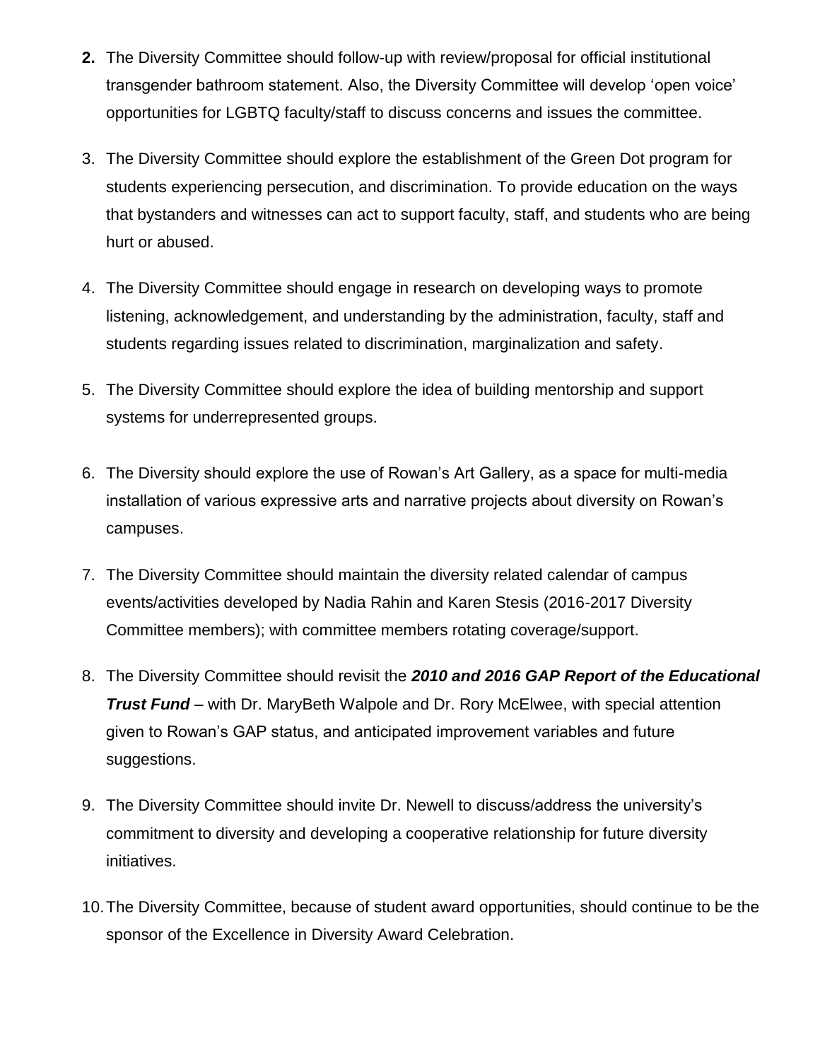2. The Diversity Committee should follow-up with review/proposal for official institutional transgender bathroom statement. Also, the Diversity Committee will develop 'open voice' opportunities for LGBTQ faculty/staff to discuss concerns and issues the committee.

3. The Diversity Committee should explore the establishment of the Green Dot program for students experiencing persecution, and discrimination. To provide education on the ways that bystanders and witnesses can act to support faculty, staff, and students who are being hurt or abused.

4. The Diversity Committee should engage in research on developing ways to promote listening, acknowledgement, and understanding by the administration, faculty, staff and students regarding issues related to discrimination, marginalization and safety.

5. The Diversity Committee should explore the idea of building mentorship and support systems for underrepresented groups.

6. The Diversity should explore the use of Rowan's Art Gallery, as a space for multi-media installation of various expressive arts and narrative projects about diversity on Rowan's campuses.

7. The Diversity Committee should maintain the diversity related calendar of campus events/activities developed by Nadia Rahin and Karen Stesis (2016-2017 Diversity Committee members); with committee members rotating coverage/support.

8. The Diversity Committee should revisit the ***2010 and 2016 GAP Report of the Educational Trust Fund*** – with Dr. MaryBeth Walpole and Dr. Rory McElwee, with special attention given to Rowan's GAP status, and anticipated improvement variables and future suggestions.

9. The Diversity Committee should invite Dr. Newell to discuss/address the university's commitment to diversity and developing a cooperative relationship for future diversity initiatives.

10. The Diversity Committee, because of student award opportunities, should continue to be the sponsor of the Excellence in Diversity Award Celebration.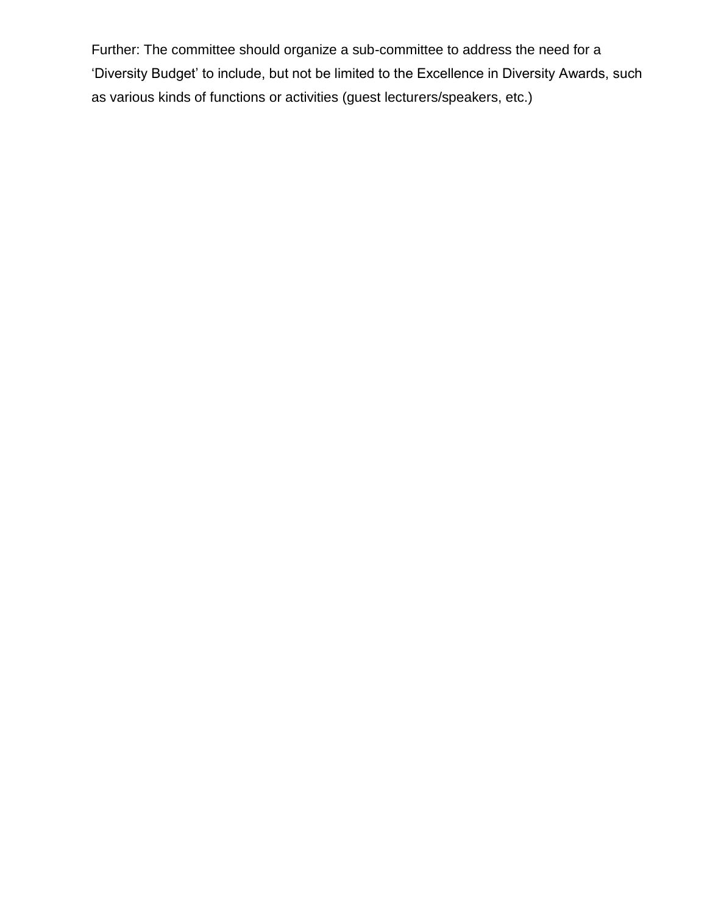Further: The committee should organize a sub-committee to address the need for a ‘Diversity Budget’ to include, but not be limited to the Excellence in Diversity Awards, such as various kinds of functions or activities (guest lecturers/speakers, etc.)